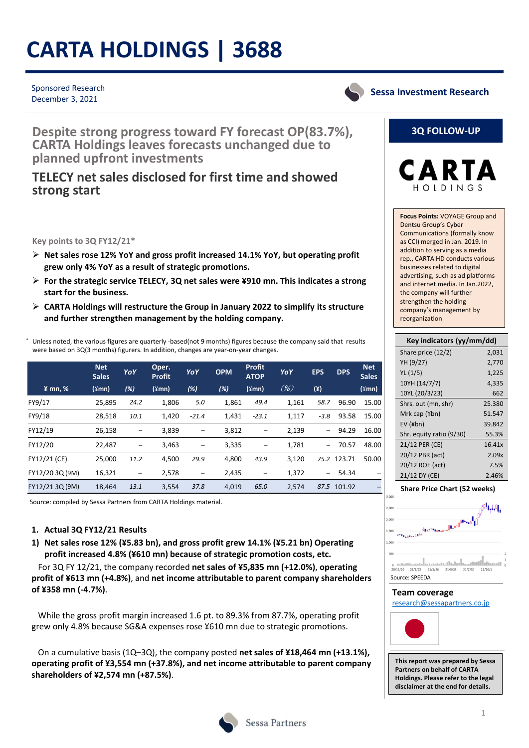# CARTA HOLDINGS | 3688

Sponsored Research
December 3, 2021

Sessa Investment Research

## Despite strong progress toward FY forecast OP(83.7%), CARTA Holdings leaves forecasts unchanged due to planned upfront investments

## TELECY net sales disclosed for first time and showed strong start

**3Q FOLLOW-UP**

CARTA HOLDINGS

**Focus Points:** VOYAGE Group and Dentsu Group's Cyber Communications (formally know as CCI) merged in Jan. 2019. In addition to serving as a media rep., CARTA HD conducts various businesses related to digital advertising, such as ad platforms and internet media. In Jan.2022, the company will further strengthen the holding company's management by reorganization

### Key points to 3Q FY12/21*

- **Net sales rose 12% YoY and gross profit increased 14.1% YoY, but operating profit grew only 4% YoY as a result of strategic promotions.**
- **For the strategic service TELECY, 3Q net sales were ¥910 mn. This indicates a strong start for the business.**
- **CARTA Holdings will restructure the Group in January 2022 to simplify its structure and further strengthen management by the holding company.**

\* Unless noted, the various figures are quarterly -based(not 9 months) figures because the company said that results were based on 3Q(3 months) figures. In addition, changes are year-on-year changes.

| ¥ mn, % | Net Sales (¥mn) | YoY (%) | Oper. Profit (¥mn) | YoY (%) | OPM (%) | Profit ATOP (¥mn) | YoY (%) | EPS (¥) | DPS | Net Sales (¥mn) |
|---|---|---|---|---|---|---|---|---|---|---|
| FY9/17 | 25,895 | 24.2 | 1,806 | 5.0 | 1,861 | 49.4 | 1,161 | 58.7 | 96.90 | 15.00 |
| FY9/18 | 28,518 | 10.1 | 1,420 | -21.4 | 1,431 | -23.1 | 1,117 | -3.8 | 93.58 | 15.00 |
| FY12/19 | 26,158 | – | 3,839 | – | 3,812 | – | 2,139 | – | 94.29 | 16.00 |
| FY12/20 | 22,487 | – | 3,463 | – | 3,335 | – | 1,781 | – | 70.57 | 48.00 |
| FY12/21 (CE) | 25,000 | 11.2 | 4,500 | 29.9 | 4,800 | 43.9 | 3,120 | 75.2 | 123.71 | 50.00 |
| FY12/20 3Q (9M) | 16,321 | – | 2,578 | – | 2,435 | – | 1,372 | – | 54.34 | – |
| FY12/21 3Q (9M) | 18,464 | 13.1 | 3,554 | 37.8 | 4,019 | 65.0 | 2,574 | 87.5 | 101.92 | – |

Source: compiled by Sessa Partners from CARTA Holdings material.

| Key indicators (yy/mm/dd) | |
|---|---|
| Share price (12/2) | 2,031 |
| YH (9/27) | 2,770 |
| YL (1/5) | 1,225 |
| 10YH (14/7/7) | 4,335 |
| 10YL (20/3/23) | 662 |
| Shrs. out (mn, shr) | 25.380 |
| Mrk cap (¥bn) | 51.547 |
| EV (¥bn) | 39.842 |
| Shr. equity ratio (9/30) | 55.3% |
| 21/12 PER (CE) | 16.41x |
| 20/12 PBR (act) | 2.09x |
| 20/12 ROE (act) | 7.5% |
| 21/12 DY (CE) | 2.46% |

**Share Price Chart (52 weeks)**

Source: SPEEDA

**Team coverage**
research@sessapartners.co.jp

**This report was prepared by Sessa Partners on behalf of CARTA Holdings. Please refer to the legal disclaimer at the end for details.**

### 1. Actual 3Q FY12/21 Results

#### 1) Net sales rose 12% (¥5.83 bn), and gross profit grew 14.1% (¥5.21 bn) Operating profit increased 4.8% (¥610 mn) because of strategic promotion costs, etc.

For 3Q FY 12/21, the company recorded **net sales of ¥5,835 mn (+12.0%)**, **operating profit of ¥613 mn (+4.8%)**, and **net income attributable to parent company shareholders of ¥358 mn (-4.7%)**.

While the gross profit margin increased 1.6 pt. to 89.3% from 87.7%, operating profit grew only 4.8% because SG&A expenses rose ¥610 mn due to strategic promotions.

On a cumulative basis (1Q–3Q), the company posted **net sales of ¥18,464 mn (+13.1%), operating profit of ¥3,554 mn (+37.8%), and net income attributable to parent company shareholders of ¥2,574 mn (+87.5%)**.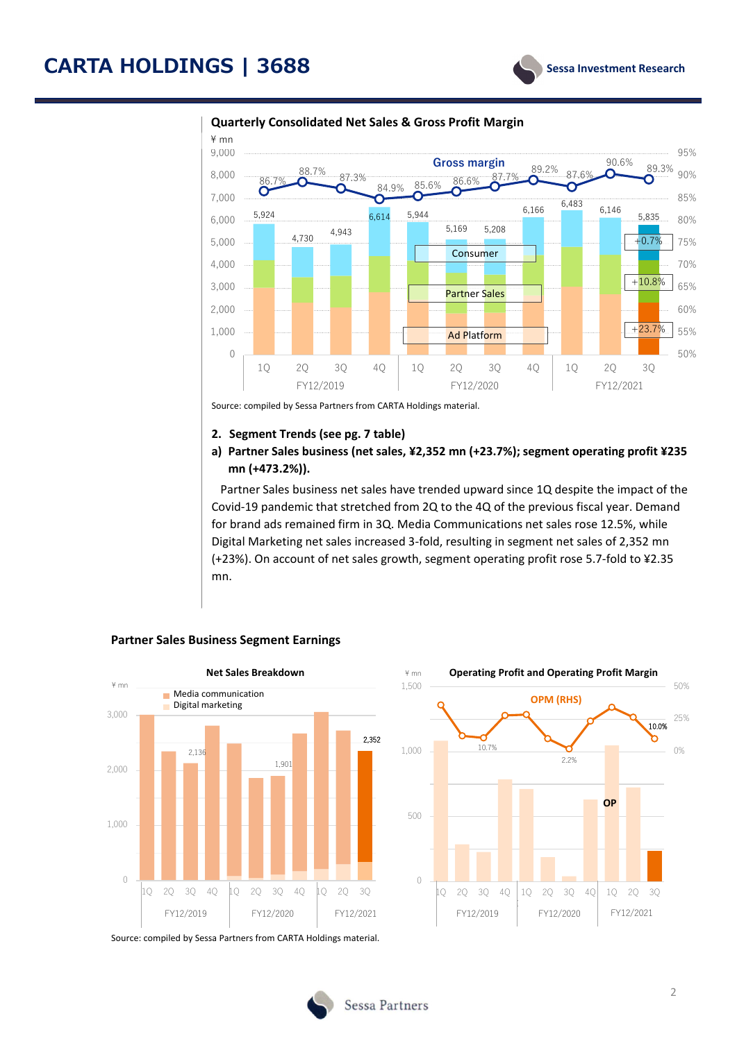## Quarterly Consolidated Net Sales & Gross Profit Margin

Source: compiled by Sessa Partners from CARTA Holdings material.

**2. Segment Trends (see pg. 7 table)**

**a) Partner Sales business (net sales, ¥2,352 mn (+23.7%); segment operating profit ¥235 mn (+473.2%)).**

Partner Sales business net sales have trended upward since 1Q despite the impact of the Covid-19 pandemic that stretched from 2Q to the 4Q of the previous fiscal year. Demand for brand ads remained firm in 3Q. Media Communications net sales rose 12.5%, while Digital Marketing net sales increased 3-fold, resulting in segment net sales of 2,352 mn (+23%). On account of net sales growth, segment operating profit rose 5.7-fold to ¥2.35 mn.

### Partner Sales Business Segment Earnings

Source: compiled by Sessa Partners from CARTA Holdings material.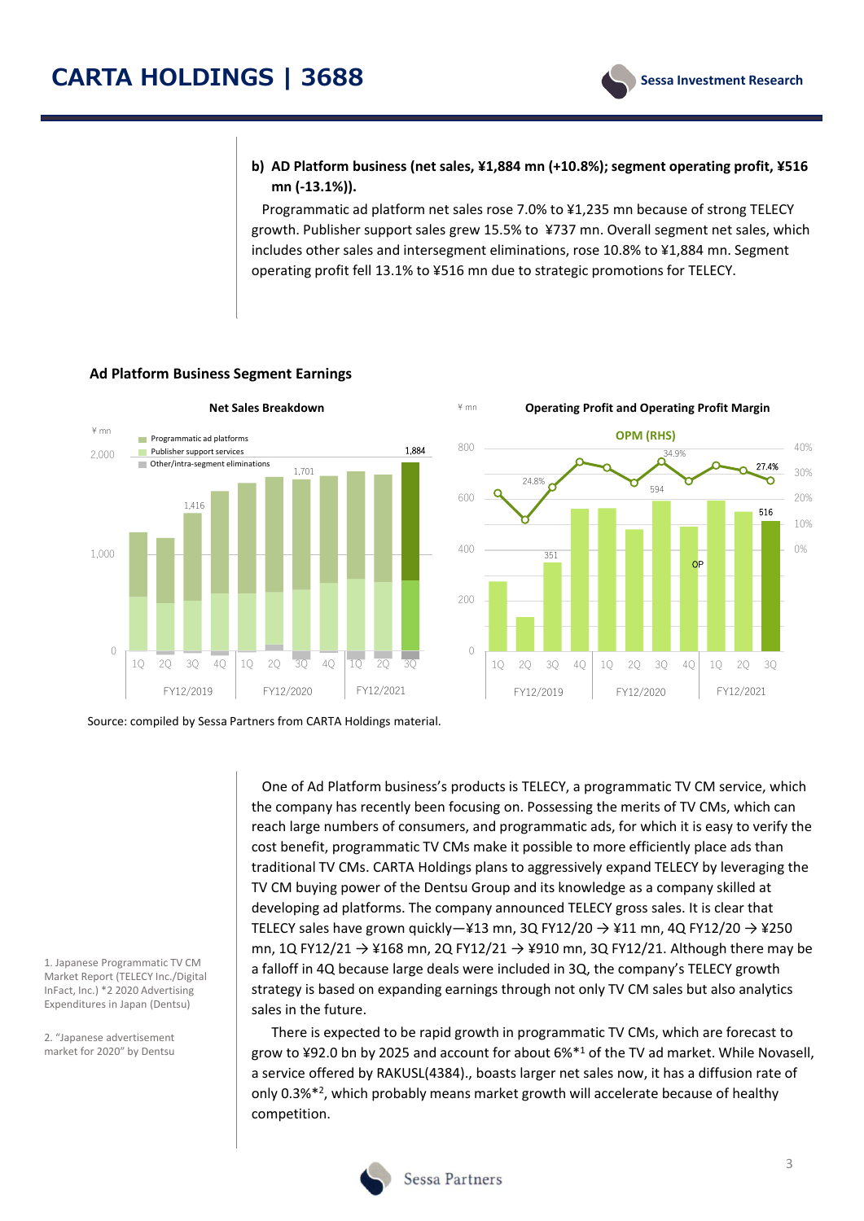**b) AD Platform business (net sales, ¥1,884 mn (+10.8%); segment operating profit, ¥516 mn (-13.1%)).**

Programmatic ad platform net sales rose 7.0% to ¥1,235 mn because of strong TELECY growth. Publisher support sales grew 15.5% to ¥737 mn. Overall segment net sales, which includes other sales and intersegment eliminations, rose 10.8% to ¥1,884 mn. Segment operating profit fell 13.1% to ¥516 mn due to strategic promotions for TELECY.

**Ad Platform Business Segment Earnings**

**Net Sales Breakdown**

¥ mn

- Programmatic ad platforms
- Publisher support services
- Other/intra-segment eliminations

Labels: 1,416 (3Q FY12/2019); 1,701 (3Q FY12/2020); 1,884 (3Q FY12/2021)

**Operating Profit and Operating Profit Margin**

¥ mn

OPM (RHS)

Labels: 351 (3Q FY12/2019), 24.8%; 594 (3Q FY12/2020), 34.9%; 516 (3Q FY12/2021), 27.4%; OP

Source: compiled by Sessa Partners from CARTA Holdings material.

One of Ad Platform business's products is TELECY, a programmatic TV CM service, which the company has recently been focusing on. Possessing the merits of TV CMs, which can reach large numbers of consumers, and programmatic ads, for which it is easy to verify the cost benefit, programmatic TV CMs make it possible to more efficiently place ads than traditional TV CMs. CARTA Holdings plans to aggressively expand TELECY by leveraging the TV CM buying power of the Dentsu Group and its knowledge as a company skilled at developing ad platforms. The company announced TELECY gross sales. It is clear that TELECY sales have grown quickly—¥13 mn, 3Q FY12/20 → ¥11 mn, 4Q FY12/20 → ¥250 mn, 1Q FY12/21 → ¥168 mn, 2Q FY12/21 → ¥910 mn, 3Q FY12/21. Although there may be a falloff in 4Q because large deals were included in 3Q, the company's TELECY growth strategy is based on expanding earnings through not only TV CM sales but also analytics sales in the future.

There is expected to be rapid growth in programmatic TV CMs, which are forecast to grow to ¥92.0 bn by 2025 and account for about 6%*[1] of the TV ad market. While Novasell, a service offered by RAKUSL(4384)., boasts larger net sales now, it has a diffusion rate of only 0.3%*[2], which probably means market growth will accelerate because of healthy competition.

1. Japanese Programmatic TV CM Market Report (TELECY Inc./Digital InFact, Inc.) *2 2020 Advertising Expenditures in Japan (Dentsu)

2. "Japanese advertisement market for 2020" by Dentsu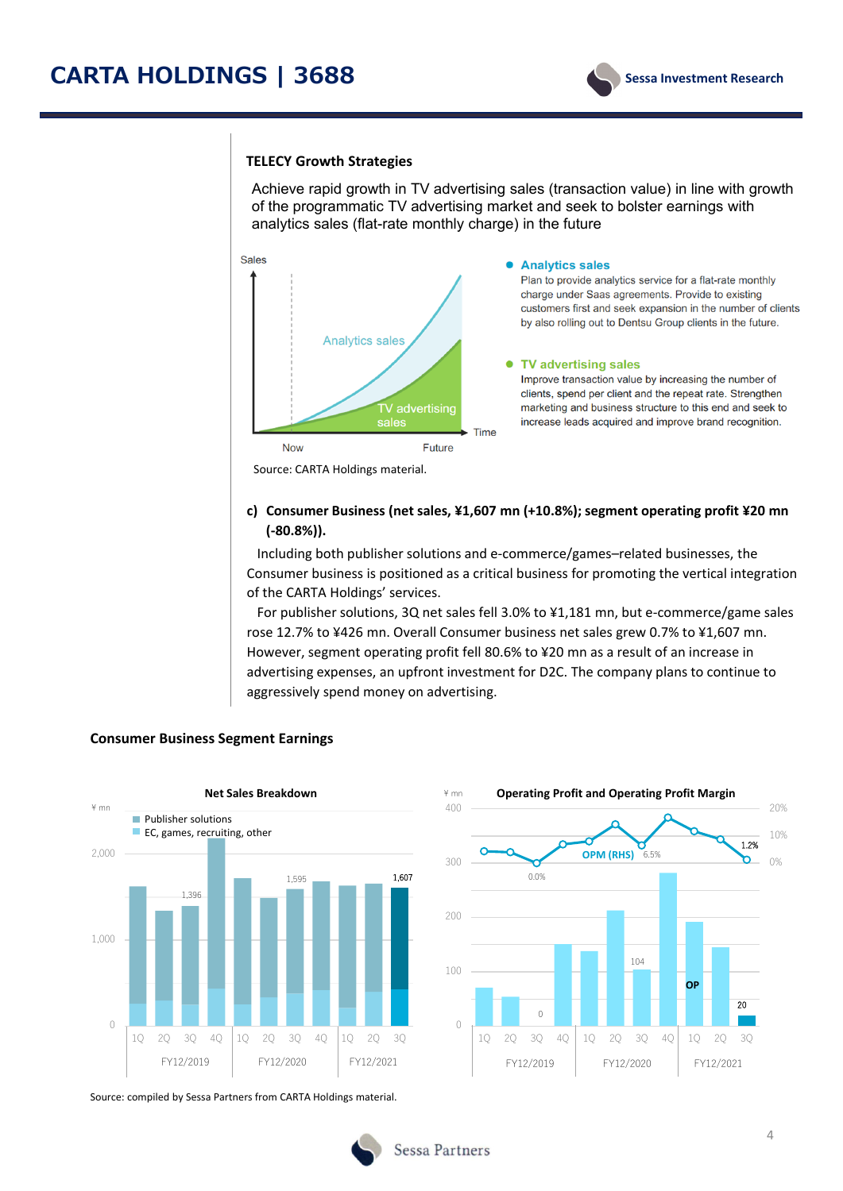**TELECY Growth Strategies**

Achieve rapid growth in TV advertising sales (transaction value) in line with growth of the programmatic TV advertising market and seek to bolster earnings with analytics sales (flat-rate monthly charge) in the future

Sales

Analytics sales

TV advertising sales

Now

Future

Time

- **Analytics sales**
  Plan to provide analytics service for a flat-rate monthly charge under Saas agreements. Provide to existing customers first and seek expansion in the number of clients by also rolling out to Dentsu Group clients in the future.

- **TV advertising sales**
  Improve transaction value by increasing the number of clients, spend per client and the repeat rate. Strengthen marketing and business structure to this end and seek to increase leads acquired and improve brand recognition.

Source: CARTA Holdings material.

**c) Consumer Business (net sales, ¥1,607 mn (+10.8%); segment operating profit ¥20 mn (-80.8%)).**

Including both publisher solutions and e-commerce/games–related businesses, the Consumer business is positioned as a critical business for promoting the vertical integration of the CARTA Holdings' services.

For publisher solutions, 3Q net sales fell 3.0% to ¥1,181 mn, but e-commerce/game sales rose 12.7% to ¥426 mn. Overall Consumer business net sales grew 0.7% to ¥1,607 mn. However, segment operating profit fell 80.6% to ¥20 mn as a result of an increase in advertising expenses, an upfront investment for D2C. The company plans to continue to aggressively spend money on advertising.

**Consumer Business Segment Earnings**

**Net Sales Breakdown**

¥ mn

- Publisher solutions
- EC, games, recruiting, other

Labeled values: FY12/2019 3Q: 1,396; FY12/2020 3Q: 1,595; FY12/2021 3Q: 1,607

**Operating Profit and Operating Profit Margin**

¥ mn

OPM (RHS); OP

Labeled values: FY12/2019 3Q: OP 0, OPM 0.0%; FY12/2020 3Q: OP 104, OPM 6.5%; FY12/2021 3Q: OP 20, OPM 1.2%

Source: compiled by Sessa Partners from CARTA Holdings material.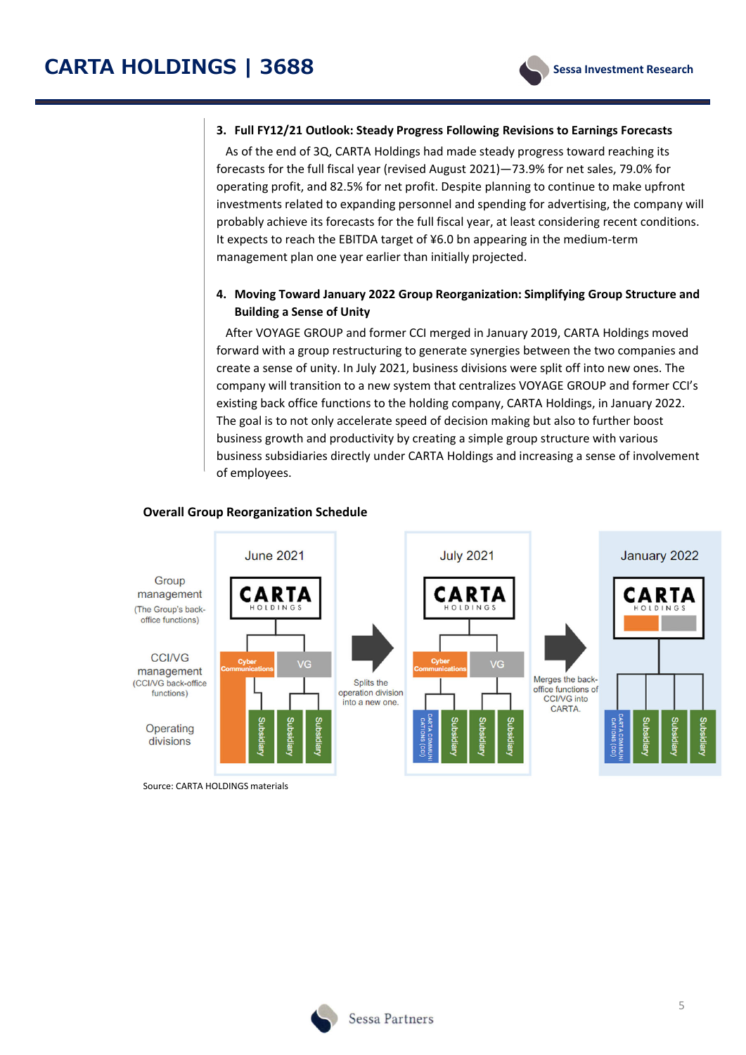### 3. Full FY12/21 Outlook: Steady Progress Following Revisions to Earnings Forecasts

As of the end of 3Q, CARTA Holdings had made steady progress toward reaching its forecasts for the full fiscal year (revised August 2021)—73.9% for net sales, 79.0% for operating profit, and 82.5% for net profit. Despite planning to continue to make upfront investments related to expanding personnel and spending for advertising, the company will probably achieve its forecasts for the full fiscal year, at least considering recent conditions. It expects to reach the EBITDA target of ¥6.0 bn appearing in the medium-term management plan one year earlier than initially projected.

### 4. Moving Toward January 2022 Group Reorganization: Simplifying Group Structure and Building a Sense of Unity

After VOYAGE GROUP and former CCI merged in January 2019, CARTA Holdings moved forward with a group restructuring to generate synergies between the two companies and create a sense of unity. In July 2021, business divisions were split off into new ones. The company will transition to a new system that centralizes VOYAGE GROUP and former CCI's existing back office functions to the holding company, CARTA Holdings, in January 2022. The goal is to not only accelerate speed of decision making but also to further boost business growth and productivity by creating a simple group structure with various business subsidiaries directly under CARTA Holdings and increasing a sense of involvement of employees.

**Overall Group Reorganization Schedule**

| | June 2021 | | July 2021 | | January 2022 |
|---|---|---|---|---|---|
| Group management (The Group's back-office functions) | CARTA HOLDINGS | | CARTA HOLDINGS | | CARTA HOLDINGS |
| CCI/VG management (CCI/VG back-office functions) | Cyber Communications / VG | Splits the operation division into a new one. | Cyber Communications / VG | Merges the back-office functions of CCI/VG into CARTA. | |
| Operating divisions | Subsidiary / Subsidiary / Subsidiary | | CARTA COMMUNICATIONS (CC) / Subsidiary / Subsidiary / Subsidiary | | CARTA COMMUNICATIONS (CC) / Subsidiary / Subsidiary / Subsidiary |

Source: CARTA HOLDINGS materials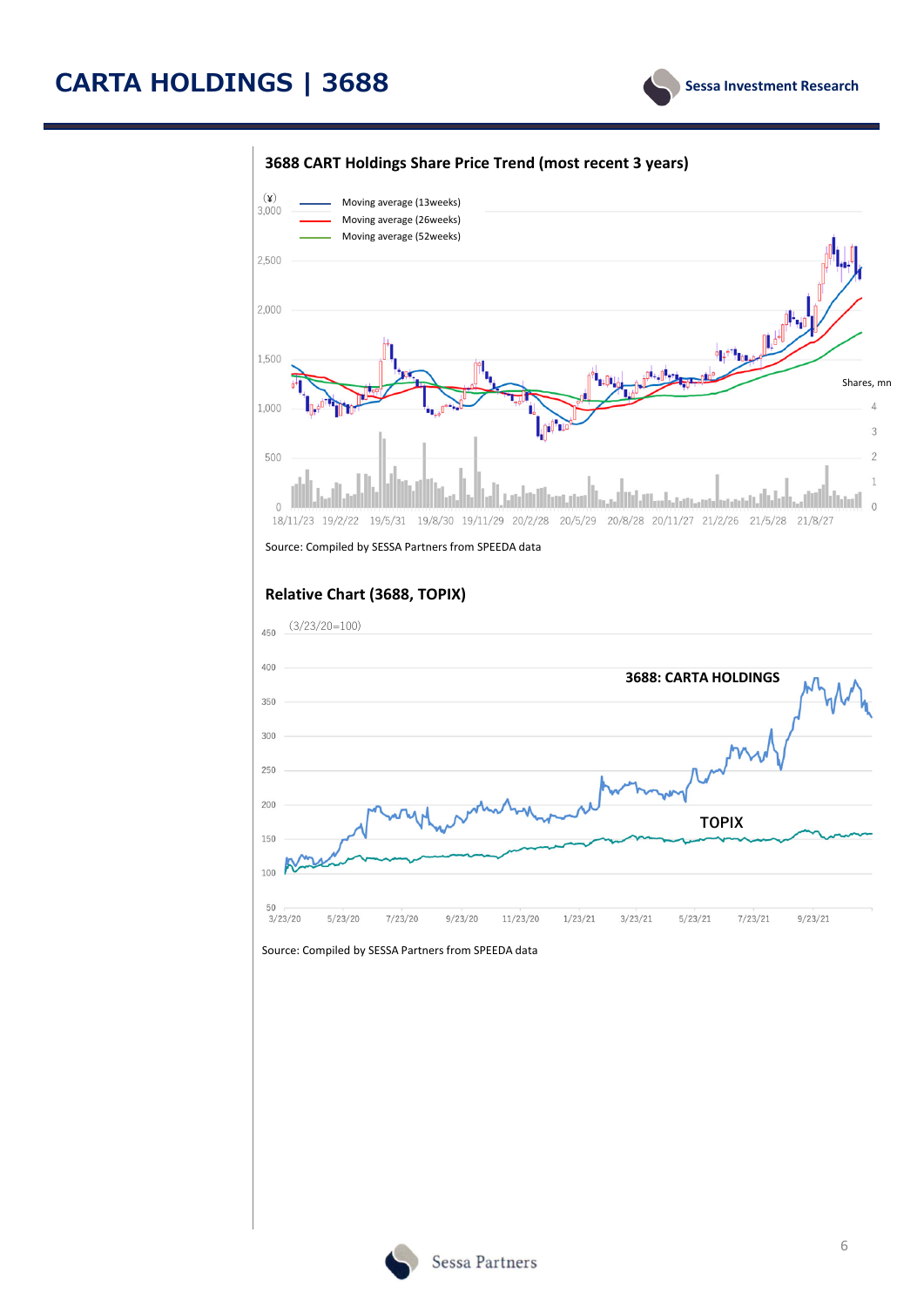### 3688 CART Holdings Share Price Trend (most recent 3 years)

Source: Compiled by SESSA Partners from SPEEDA data

### Relative Chart (3688, TOPIX)

Source: Compiled by SESSA Partners from SPEEDA data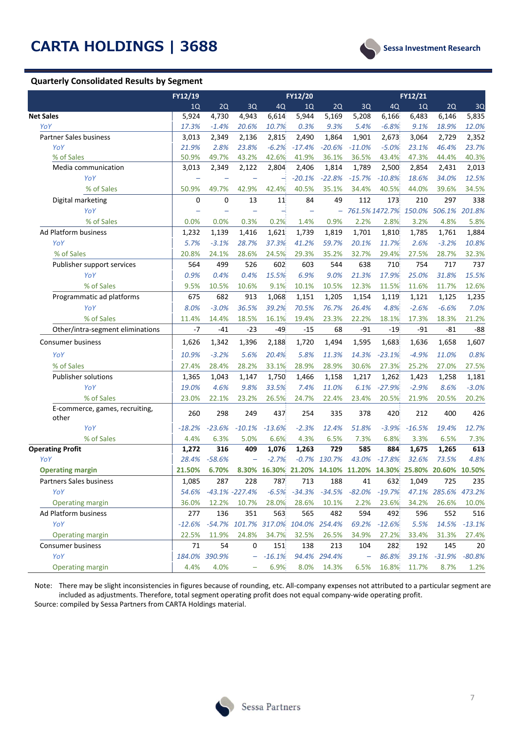## Quarterly Consolidated Results by Segment

| | FY12/19 | | | | FY12/20 | | | | FY12/21 | | |
|---|---|---|---|---|---|---|---|---|---|---|---|
| | 1Q | 2Q | 3Q | 4Q | 1Q | 2Q | 3Q | 4Q | 1Q | 2Q | 3Q |
| **Net Sales** | 5,924 | 4,730 | 4,943 | 6,614 | 5,944 | 5,169 | 5,208 | 6,166 | 6,483 | 6,146 | 5,835 |
| *YoY* | *17.3%* | *-1.4%* | *20.6%* | *10.7%* | *0.3%* | *9.3%* | *5.4%* | *-6.8%* | *9.1%* | *18.9%* | *12.0%* |
| Partner Sales business | 3,013 | 2,349 | 2,136 | 2,815 | 2,490 | 1,864 | 1,901 | 2,673 | 3,064 | 2,729 | 2,352 |
| *YoY* | *21.9%* | *2.8%* | *23.8%* | *-6.2%* | *-17.4%* | *-20.6%* | *-11.0%* | *-5.0%* | *23.1%* | *46.4%* | *23.7%* |
| % of Sales | 50.9% | 49.7% | 43.2% | 42.6% | 41.9% | 36.1% | 36.5% | 43.4% | 47.3% | 44.4% | 40.3% |
| Media communication | 3,013 | 2,349 | 2,122 | 2,804 | 2,406 | 1,814 | 1,789 | 2,500 | 2,854 | 2,431 | 2,013 |
| *YoY* | – | – | – | – | *-20.1%* | *-22.8%* | *-15.7%* | *-10.8%* | *18.6%* | *34.0%* | *12.5%* |
| % of Sales | 50.9% | 49.7% | 42.9% | 42.4% | 40.5% | 35.1% | 34.4% | 40.5% | 44.0% | 39.6% | 34.5% |
| Digital marketing | 0 | 0 | 13 | 11 | 84 | 49 | 112 | 173 | 210 | 297 | 338 |
| *YoY* | – | – | – | – | – | – | *761.5%* | *1472.7%* | *150.0%* | *506.1%* | *201.8%* |
| % of Sales | 0.0% | 0.0% | 0.3% | 0.2% | 1.4% | 0.9% | 2.2% | 2.8% | 3.2% | 4.8% | 5.8% |
| Ad Platform business | 1,232 | 1,139 | 1,416 | 1,621 | 1,739 | 1,819 | 1,701 | 1,810 | 1,785 | 1,761 | 1,884 |
| *YoY* | *5.7%* | *-3.1%* | *28.7%* | *37.3%* | *41.2%* | *59.7%* | *20.1%* | *11.7%* | *2.6%* | *-3.2%* | *10.8%* |
| % of Sales | 20.8% | 24.1% | 28.6% | 24.5% | 29.3% | 35.2% | 32.7% | 29.4% | 27.5% | 28.7% | 32.3% |
| Publisher support services | 564 | 499 | 526 | 602 | 603 | 544 | 638 | 710 | 754 | 717 | 737 |
| *YoY* | *0.9%* | *0.4%* | *0.4%* | *15.5%* | *6.9%* | *9.0%* | *21.3%* | *17.9%* | *25.0%* | *31.8%* | *15.5%* |
| % of Sales | 9.5% | 10.5% | 10.6% | 9.1% | 10.1% | 10.5% | 12.3% | 11.5% | 11.6% | 11.7% | 12.6% |
| Programmatic ad platforms | 675 | 682 | 913 | 1,068 | 1,151 | 1,205 | 1,154 | 1,119 | 1,121 | 1,125 | 1,235 |
| *YoY* | *8.0%* | *-3.0%* | *36.5%* | *39.2%* | *70.5%* | *76.7%* | *26.4%* | *4.8%* | *-2.6%* | *-6.6%* | *7.0%* |
| % of Sales | 11.4% | 14.4% | 18.5% | 16.1% | 19.4% | 23.3% | 22.2% | 18.1% | 17.3% | 18.3% | 21.2% |
| Other/intra-segment eliminations | -7 | -41 | -23 | -49 | -15 | 68 | -91 | -19 | -91 | -81 | -88 |
| Consumer business | 1,626 | 1,342 | 1,396 | 2,188 | 1,720 | 1,494 | 1,595 | 1,683 | 1,636 | 1,658 | 1,607 |
| *YoY* | *10.9%* | *-3.2%* | *5.6%* | *20.4%* | *5.8%* | *11.3%* | *14.3%* | *-23.1%* | *-4.9%* | *11.0%* | *0.8%* |
| % of Sales | 27.4% | 28.4% | 28.2% | 33.1% | 28.9% | 28.9% | 30.6% | 27.3% | 25.2% | 27.0% | 27.5% |
| Publisher solutions | 1,365 | 1,043 | 1,147 | 1,750 | 1,466 | 1,158 | 1,217 | 1,262 | 1,423 | 1,258 | 1,181 |
| *YoY* | *19.0%* | *4.6%* | *9.8%* | *33.5%* | *7.4%* | *11.0%* | *6.1%* | *-27.9%* | *-2.9%* | *8.6%* | *-3.0%* |
| % of Sales | 23.0% | 22.1% | 23.2% | 26.5% | 24.7% | 22.4% | 23.4% | 20.5% | 21.9% | 20.5% | 20.2% |
| E-commerce, games, recruiting, other | 260 | 298 | 249 | 437 | 254 | 335 | 378 | 420 | 212 | 400 | 426 |
| *YoY* | *-18.2%* | *-23.6%* | *-10.1%* | *-13.6%* | *-2.3%* | *12.4%* | *51.8%* | *-3.9%* | *-16.5%* | *19.4%* | *12.7%* |
| % of Sales | 4.4% | 6.3% | 5.0% | 6.6% | 4.3% | 6.5% | 7.3% | 6.8% | 3.3% | 6.5% | 7.3% |
| **Operating Profit** | **1,272** | **316** | **409** | **1,076** | **1,263** | **729** | **585** | **884** | **1,675** | **1,265** | **613** |
| *YoY* | *28.4%* | *-58.6%* | – | *-2.7%* | *-0.7%* | *130.7%* | *43.0%* | *-17.8%* | *32.6%* | *73.5%* | *4.8%* |
| **Operating margin** | **21.50%** | **6.70%** | **8.30%** | **16.30%** | **21.20%** | **14.10%** | **11.20%** | **14.30%** | **25.80%** | **20.60%** | **10.50%** |
| Partners Sales business | 1,085 | 287 | 228 | 787 | 713 | 188 | 41 | 632 | 1,049 | 725 | 235 |
| *YoY* | *54.6%* | *-43.1%* | *-227.4%* | *-6.5%* | *-34.3%* | *-34.5%* | *-82.0%* | *-19.7%* | *47.1%* | *285.6%* | *473.2%* |
| Operating margin | 36.0% | 12.2% | 10.7% | 28.0% | 28.6% | 10.1% | 2.2% | 23.6% | 34.2% | 26.6% | 10.0% |
| Ad Platform business | 277 | 136 | 351 | 563 | 565 | 482 | 594 | 492 | 596 | 552 | 516 |
| *YoY* | *-12.6%* | *-54.7%* | *101.7%* | *317.0%* | *104.0%* | *254.4%* | *69.2%* | *-12.6%* | *5.5%* | *14.5%* | *-13.1%* |
| Operating margin | 22.5% | 11.9% | 24.8% | 34.7% | 32.5% | 26.5% | 34.9% | 27.2% | 33.4% | 31.3% | 27.4% |
| Consumer business | 71 | 54 | 0 | 151 | 138 | 213 | 104 | 282 | 192 | 145 | 20 |
| *YoY* | *184.0%* | *390.9%* | – | *-16.1%* | *94.4%* | *294.4%* | – | *86.8%* | *39.1%* | *-31.9%* | *-80.8%* |
| Operating margin | 4.4% | 4.0% | – | 6.9% | 8.0% | 14.3% | 6.5% | 16.8% | 11.7% | 8.7% | 1.2% |

Note: There may be slight inconsistencies in figures because of rounding, etc. All-company expenses not attributed to a particular segment are included as adjustments. Therefore, total segment operating profit does not equal company-wide operating profit.

Source: compiled by Sessa Partners from CARTA Holdings material.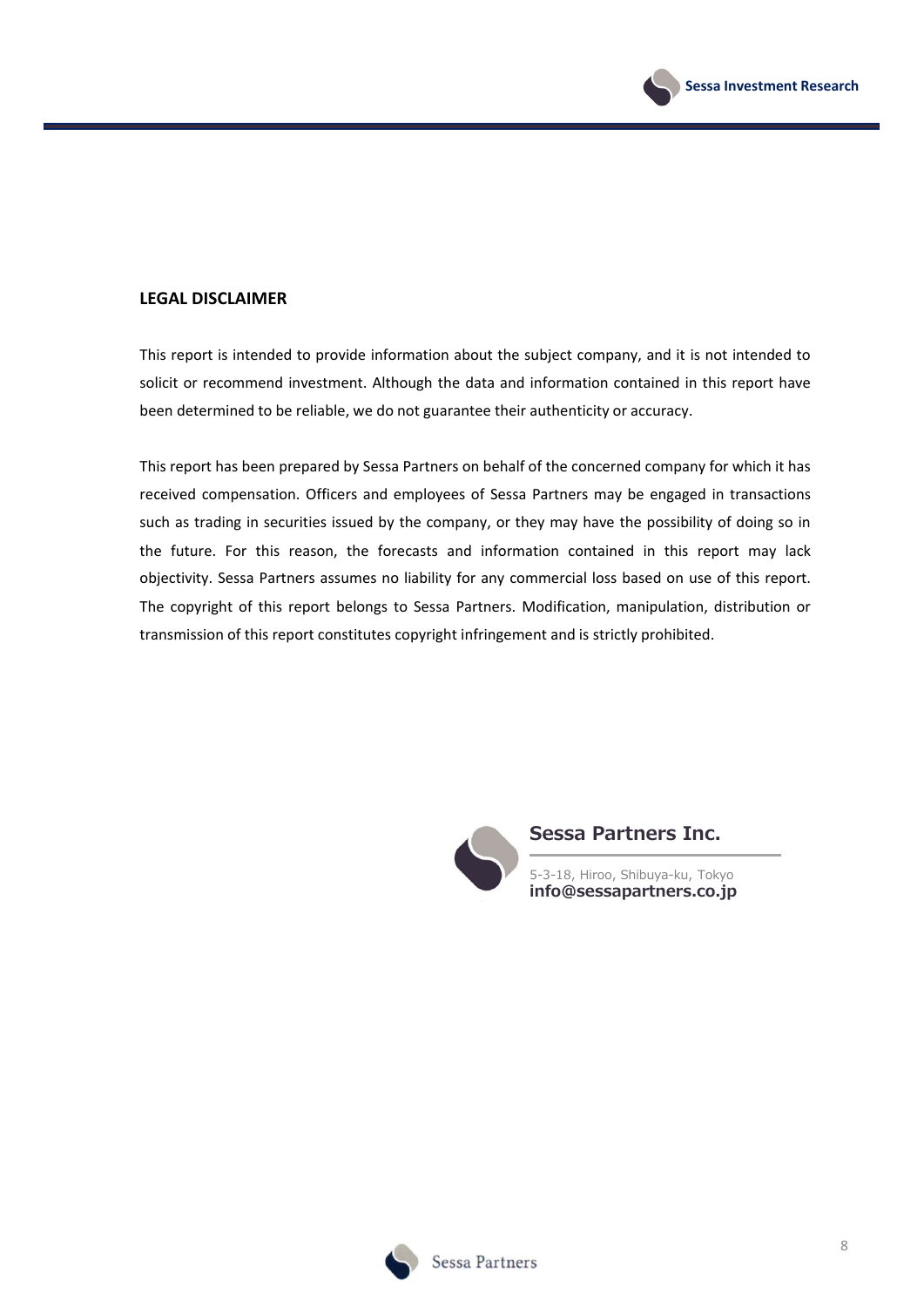## LEGAL DISCLAIMER

This report is intended to provide information about the subject company, and it is not intended to solicit or recommend investment. Although the data and information contained in this report have been determined to be reliable, we do not guarantee their authenticity or accuracy.

This report has been prepared by Sessa Partners on behalf of the concerned company for which it has received compensation. Officers and employees of Sessa Partners may be engaged in transactions such as trading in securities issued by the company, or they may have the possibility of doing so in the future. For this reason, the forecasts and information contained in this report may lack objectivity. Sessa Partners assumes no liability for any commercial loss based on use of this report. The copyright of this report belongs to Sessa Partners. Modification, manipulation, distribution or transmission of this report constitutes copyright infringement and is strictly prohibited.

**Sessa Partners Inc.**

5-3-18, Hiroo, Shibuya-ku, Tokyo
**info@sessapartners.co.jp**